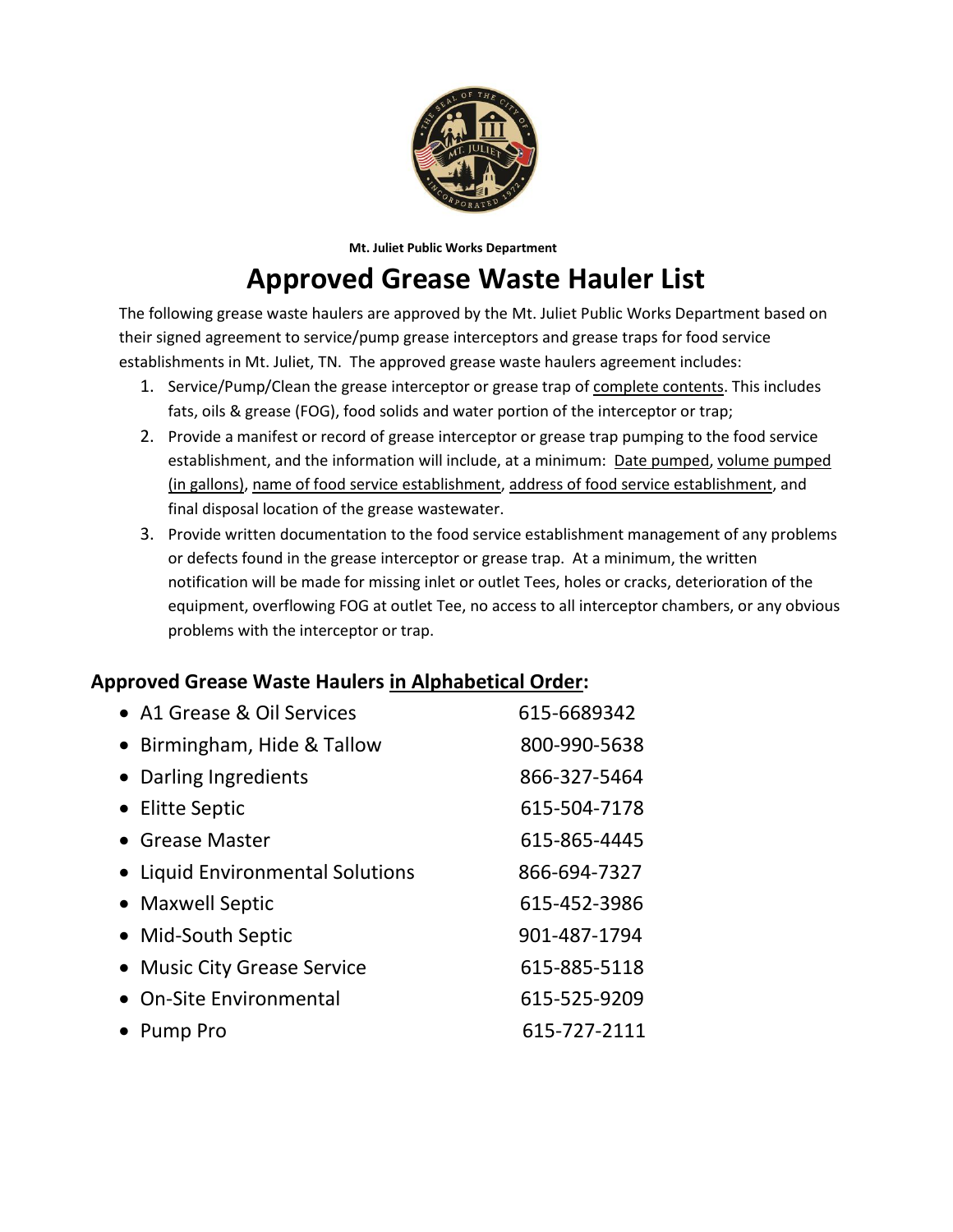Mt. Juliet Public Works Department

# Approved Grease Waste Hauler List

The following grease waste haulers are approved by the Mt. Juliet Public Works Department based on their signed agreement to service/pump grease interceptors and grease traps for food service establishments in Mt. Juliet, TN. The approved grease waste haulers agreement includes:

1. Service/Pump/Clean the grease interceptor or grease trap of complete contents. This includes fats, oils & grease (FOG), food solids and water portion of the interceptor or trap;
2. Provide a manifest or record of grease interceptor or grease trap pumping to the food service establishment, and the information will include, at a minimum: Date pumped, volume pumped (in gallons), name of food service establishment, address of food service establishment, and final disposal location of the grease wastewater.
3. Provide written documentation to the food service establishment management of any problems or defects found in the grease interceptor or grease trap. At a minimum, the written notification will be made for missing inlet or outlet Tees, holes or cracks, deterioration of the equipment, overflowing FOG at outlet Tee, no access to all interceptor chambers, or any obvious problems with the interceptor or trap.

## Approved Grease Waste Haulers in Alphabetical Order:

- A1 Grease & Oil Services 615-6689342
- Birmingham, Hide & Tallow 800-990-5638
- Darling Ingredients 866-327-5464
- Elitte Septic 615-504-7178
- Grease Master 615-865-4445
- Liquid Environmental Solutions 866-694-7327
- Maxwell Septic 615-452-3986
- Mid-South Septic 901-487-1794
- Music City Grease Service 615-885-5118
- On-Site Environmental 615-525-9209
- Pump Pro 615-727-2111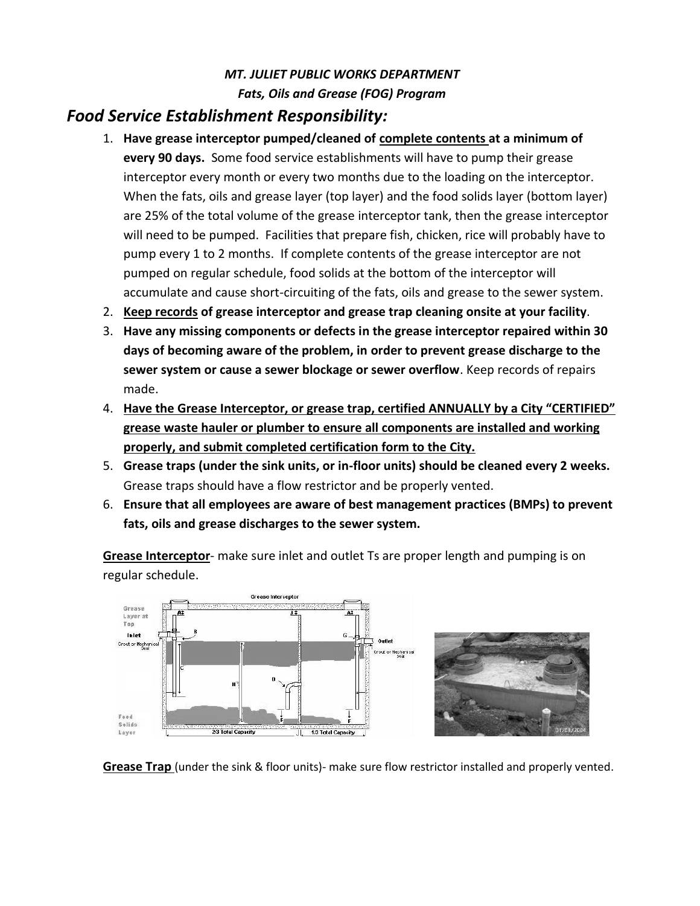*MT. JULIET PUBLIC WORKS DEPARTMENT*

*Fats, Oils and Grease (FOG) Program*

## *Food Service Establishment Responsibility:*

1. **Have grease interceptor pumped/cleaned of <u>complete contents</u> at a minimum of every 90 days.** Some food service establishments will have to pump their grease interceptor every month or every two months due to the loading on the interceptor. When the fats, oils and grease layer (top layer) and the food solids layer (bottom layer) are 25% of the total volume of the grease interceptor tank, then the grease interceptor will need to be pumped. Facilities that prepare fish, chicken, rice will probably have to pump every 1 to 2 months. If complete contents of the grease interceptor are not pumped on regular schedule, food solids at the bottom of the interceptor will accumulate and cause short-circuiting of the fats, oils and grease to the sewer system.
2. **<u>Keep records</u> of grease interceptor and grease trap cleaning onsite at your facility**.
3. **Have any missing components or defects in the grease interceptor repaired within 30 days of becoming aware of the problem, in order to prevent grease discharge to the sewer system or cause a sewer blockage or sewer overflow**. Keep records of repairs made.
4. **<u>Have the Grease Interceptor, or grease trap, certified ANNUALLY by a City "CERTIFIED" grease waste hauler or plumber to ensure all components are installed and working properly, and submit completed certification form to the City.</u>**
5. **Grease traps (under the sink units, or in-floor units) should be cleaned every 2 weeks.** Grease traps should have a flow restrictor and be properly vented.
6. **Ensure that all employees are aware of best management practices (BMPs) to prevent fats, oils and grease discharges to the sewer system.**

**<u>Grease Interceptor</u>**- make sure inlet and outlet Ts are proper length and pumping is on regular schedule.

Grease Interceptor

Grease Layer at Top

Inlet

Grout or Mechanical Seal

Outlet

Grout or Mechanical Seal

Food Solids Layer

2/3 Total Capacity

1/3 Total Capacity

01/08/2004

**<u>Grease Trap</u>** (under the sink & floor units)- make sure flow restrictor installed and properly vented.